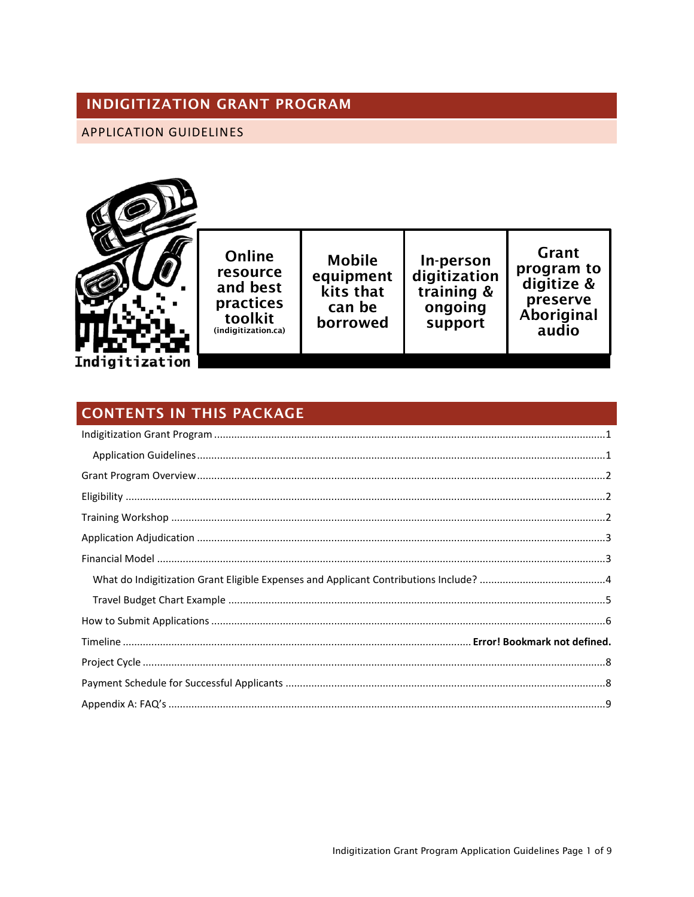# INDIGITIZATION GRANT PROGRAM

## APPLICATION GUIDELINES

Indigitization

| Online resource and best practices toolkit (indigitization.ca) | Mobile equipment kits that can be borrowed | In-person digitization training & ongoing support | Grant program to digitize & preserve Aboriginal audio |
|---|---|---|---|

## CONTENTS IN THIS PACKAGE

- Indigitization Grant Program ....................................................1
  - Application Guidelines ....................................................1
- Grant Program Overview ....................................................2
- Eligibility ....................................................2
- Training Workshop ....................................................2
- Application Adjudication ....................................................3
- Financial Model ....................................................3
  - What do Indigitization Grant Eligible Expenses and Applicant Contributions Include? ....................................................4
  - Travel Budget Chart Example ....................................................5
- How to Submit Applications ....................................................6
- Timeline .................................................... **Error! Bookmark not defined.**
- Project Cycle ....................................................8
- Payment Schedule for Successful Applicants ....................................................8
- Appendix A: FAQ's ....................................................9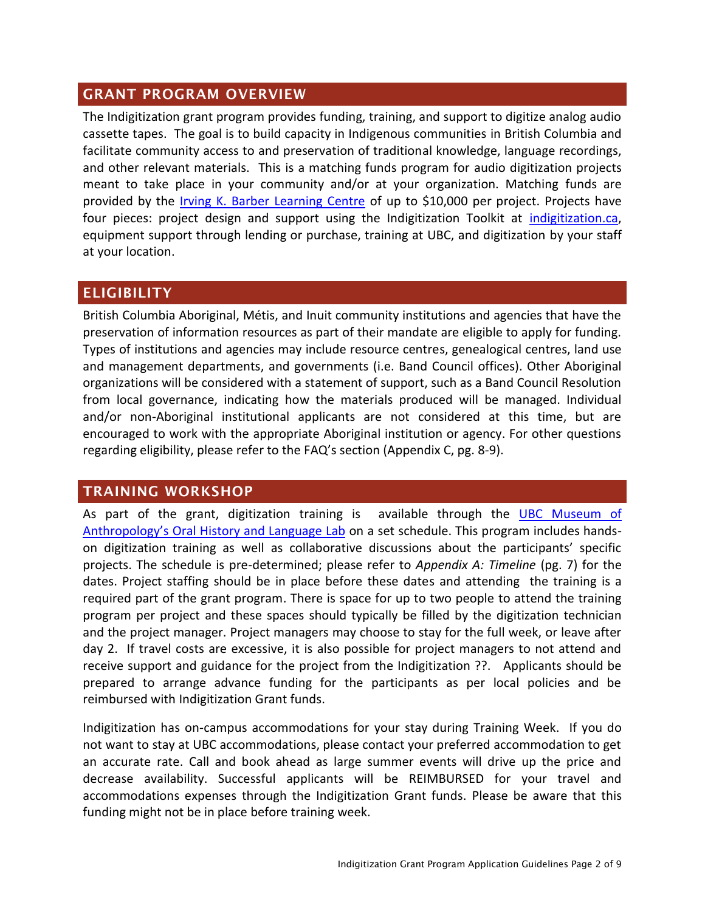## GRANT PROGRAM OVERVIEW

The Indigitization grant program provides funding, training, and support to digitize analog audio cassette tapes. The goal is to build capacity in Indigenous communities in British Columbia and facilitate community access to and preservation of traditional knowledge, language recordings, and other relevant materials. This is a matching funds program for audio digitization projects meant to take place in your community and/or at your organization. Matching funds are provided by the Irving K. Barber Learning Centre of up to $10,000 per project. Projects have four pieces: project design and support using the Indigitization Toolkit at indigitization.ca, equipment support through lending or purchase, training at UBC, and digitization by your staff at your location.

## ELIGIBILITY

British Columbia Aboriginal, Métis, and Inuit community institutions and agencies that have the preservation of information resources as part of their mandate are eligible to apply for funding. Types of institutions and agencies may include resource centres, genealogical centres, land use and management departments, and governments (i.e. Band Council offices). Other Aboriginal organizations will be considered with a statement of support, such as a Band Council Resolution from local governance, indicating how the materials produced will be managed. Individual and/or non-Aboriginal institutional applicants are not considered at this time, but are encouraged to work with the appropriate Aboriginal institution or agency. For other questions regarding eligibility, please refer to the FAQ's section (Appendix C, pg. 8-9).

## TRAINING WORKSHOP

As part of the grant, digitization training is available through the UBC Museum of Anthropology's Oral History and Language Lab on a set schedule. This program includes hands-on digitization training as well as collaborative discussions about the participants' specific projects. The schedule is pre-determined; please refer to *Appendix A: Timeline* (pg. 7) for the dates. Project staffing should be in place before these dates and attending the training is a required part of the grant program. There is space for up to two people to attend the training program per project and these spaces should typically be filled by the digitization technician and the project manager. Project managers may choose to stay for the full week, or leave after day 2. If travel costs are excessive, it is also possible for project managers to not attend and receive support and guidance for the project from the Indigitization ??. Applicants should be prepared to arrange advance funding for the participants as per local policies and be reimbursed with Indigitization Grant funds.

Indigitization has on-campus accommodations for your stay during Training Week. If you do not want to stay at UBC accommodations, please contact your preferred accommodation to get an accurate rate. Call and book ahead as large summer events will drive up the price and decrease availability. Successful applicants will be REIMBURSED for your travel and accommodations expenses through the Indigitization Grant funds. Please be aware that this funding might not be in place before training week.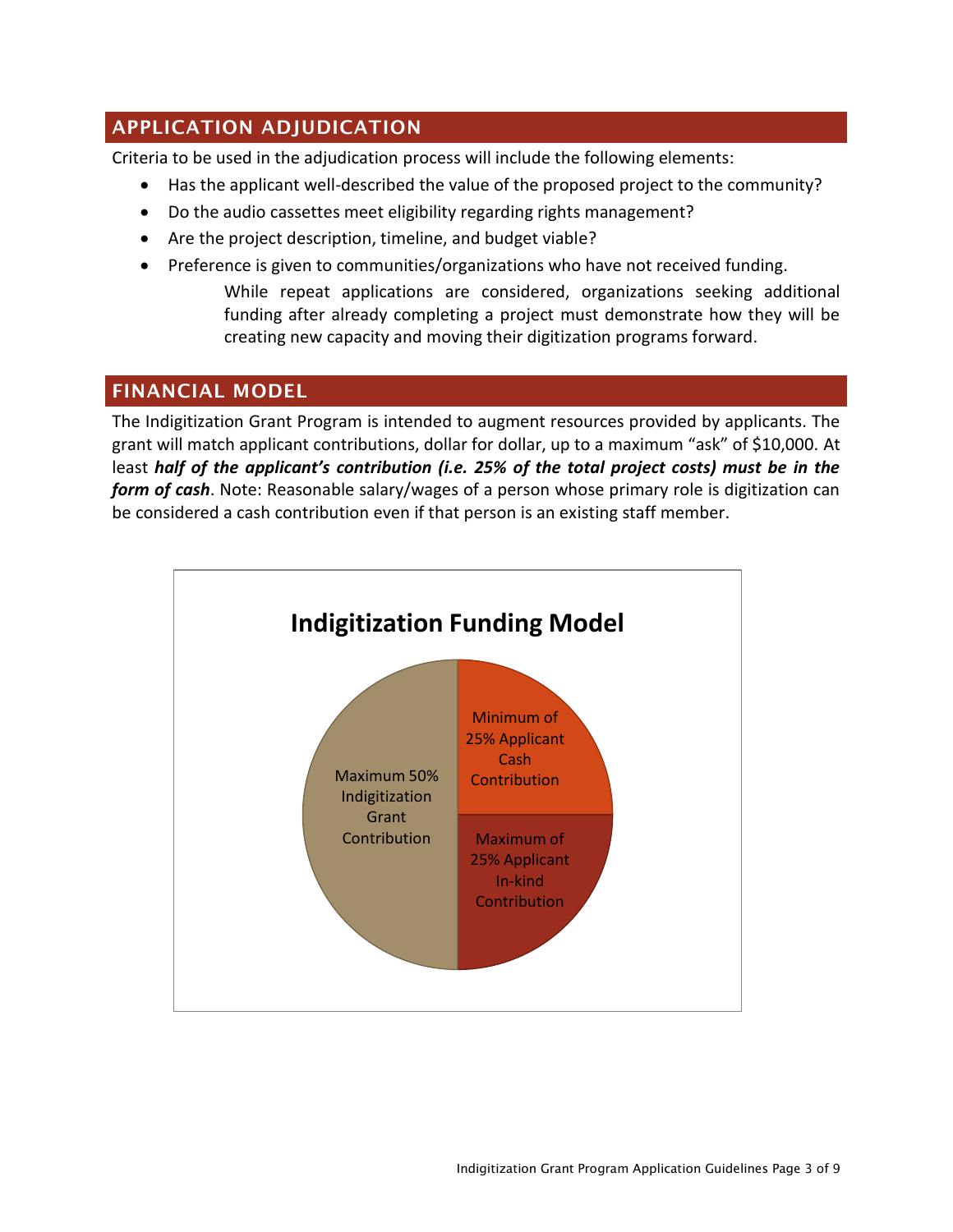## APPLICATION ADJUDICATION

Criteria to be used in the adjudication process will include the following elements:

- Has the applicant well-described the value of the proposed project to the community?
- Do the audio cassettes meet eligibility regarding rights management?
- Are the project description, timeline, and budget viable?
- Preference is given to communities/organizations who have not received funding.

  While repeat applications are considered, organizations seeking additional funding after already completing a project must demonstrate how they will be creating new capacity and moving their digitization programs forward.

## FINANCIAL MODEL

The Indigitization Grant Program is intended to augment resources provided by applicants. The grant will match applicant contributions, dollar for dollar, up to a maximum "ask" of $10,000. At least ***half of the applicant's contribution (i.e. 25% of the total project costs) must be in the form of cash***. Note: Reasonable salary/wages of a person whose primary role is digitization can be considered a cash contribution even if that person is an existing staff member.

**Indigitization Funding Model**

- Maximum 50% Indigitization Grant Contribution
- Minimum of 25% Applicant Cash Contribution
- Maximum of 25% Applicant In-kind Contribution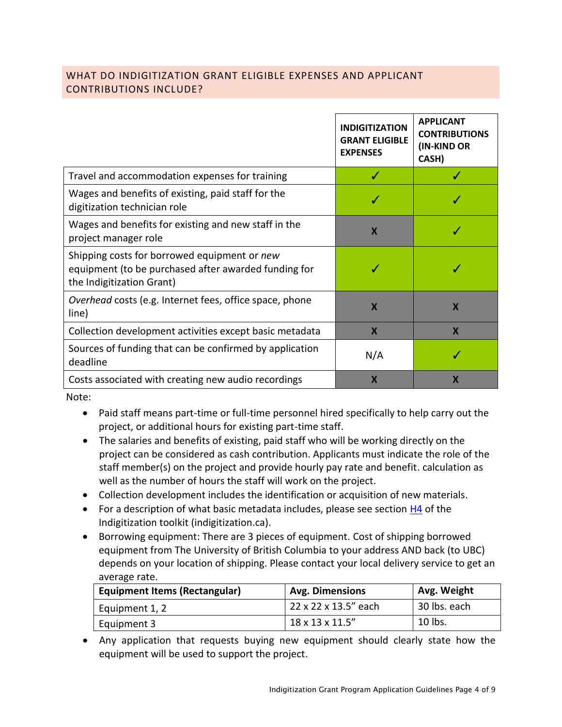## WHAT DO INDIGITIZATION GRANT ELIGIBLE EXPENSES AND APPLICANT CONTRIBUTIONS INCLUDE?

| | **INDIGITIZATION GRANT ELIGIBLE EXPENSES** | **APPLICANT CONTRIBUTIONS (IN-KIND OR CASH)** |
|---|---|---|
| Travel and accommodation expenses for training | ✓ | ✓ |
| Wages and benefits of existing, paid staff for the digitization technician role | ✓ | ✓ |
| Wages and benefits for existing and new staff in the project manager role | X | ✓ |
| Shipping costs for borrowed equipment or *new* equipment (to be purchased after awarded funding for the Indigitization Grant) | ✓ | ✓ |
| *Overhead* costs (e.g. Internet fees, office space, phone line) | X | X |
| Collection development activities except basic metadata | X | X |
| Sources of funding that can be confirmed by application deadline | N/A | ✓ |
| Costs associated with creating new audio recordings | X | X |

Note:

- Paid staff means part-time or full-time personnel hired specifically to help carry out the project, or additional hours for existing part-time staff.
- The salaries and benefits of existing, paid staff who will be working directly on the project can be considered as cash contribution. Applicants must indicate the role of the staff member(s) on the project and provide hourly pay rate and benefit. calculation as well as the number of hours the staff will work on the project.
- Collection development includes the identification or acquisition of new materials.
- For a description of what basic metadata includes, please see section H4 of the Indigitization toolkit (indigitization.ca).
- Borrowing equipment: There are 3 pieces of equipment. Cost of shipping borrowed equipment from The University of British Columbia to your address AND back (to UBC) depends on your location of shipping. Please contact your local delivery service to get an average rate.

| **Equipment Items (Rectangular)** | **Avg. Dimensions** | **Avg. Weight** |
|---|---|---|
| Equipment 1, 2 | 22 x 22 x 13.5" each | 30 lbs. each |
| Equipment 3 | 18 x 13 x 11.5" | 10 lbs. |

- Any application that requests buying new equipment should clearly state how the equipment will be used to support the project.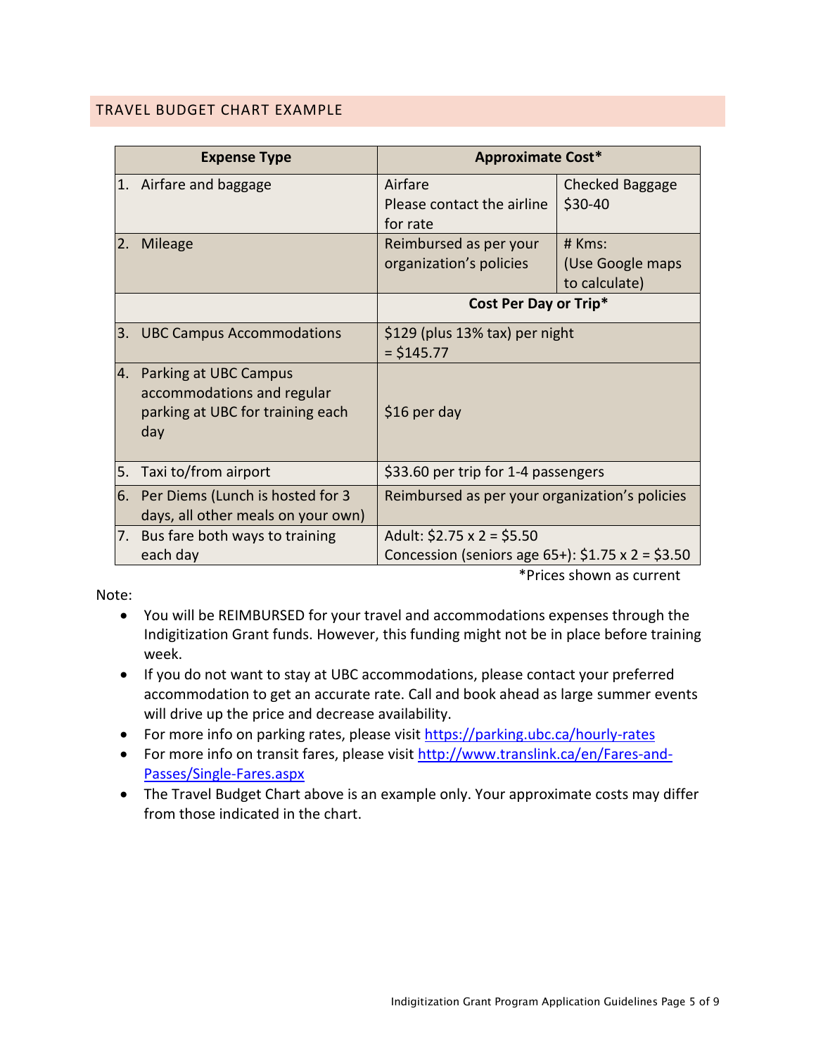## TRAVEL BUDGET CHART EXAMPLE

| Expense Type | Approximate Cost* | |
|---|---|---|
| 1. Airfare and baggage | Airfare<br>Please contact the airline for rate | Checked Baggage<br>$30-40 |
| 2. Mileage | Reimbursed as per your organization's policies | # Kms:<br>(Use Google maps to calculate) |
| | **Cost Per Day or Trip*** | |
| 3. UBC Campus Accommodations | $129 (plus 13% tax) per night = $145.77 | |
| 4. Parking at UBC Campus accommodations and regular parking at UBC for training each day | $16 per day | |
| 5. Taxi to/from airport | $33.60 per trip for 1-4 passengers | |
| 6. Per Diems (Lunch is hosted for 3 days, all other meals on your own) | Reimbursed as per your organization's policies | |
| 7. Bus fare both ways to training each day | Adult: $2.75 x 2 = $5.50<br>Concession (seniors age 65+): $1.75 x 2 = $3.50 | |

*Prices shown as current

Note:

- You will be REIMBURSED for your travel and accommodations expenses through the Indigitization Grant funds. However, this funding might not be in place before training week.
- If you do not want to stay at UBC accommodations, please contact your preferred accommodation to get an accurate rate. Call and book ahead as large summer events will drive up the price and decrease availability.
- For more info on parking rates, please visit https://parking.ubc.ca/hourly-rates
- For more info on transit fares, please visit http://www.translink.ca/en/Fares-and-Passes/Single-Fares.aspx
- The Travel Budget Chart above is an example only. Your approximate costs may differ from those indicated in the chart.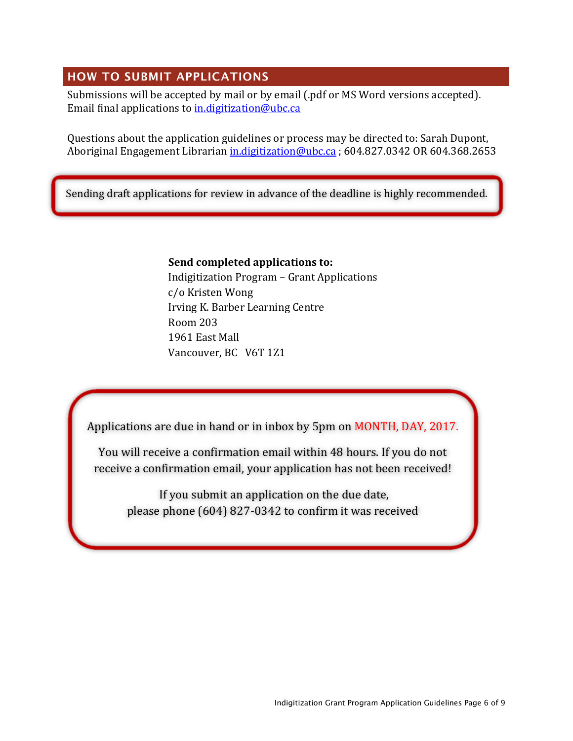## HOW TO SUBMIT APPLICATIONS

Submissions will be accepted by mail or by email (.pdf or MS Word versions accepted). Email final applications to in.digitization@ubc.ca

Questions about the application guidelines or process may be directed to: Sarah Dupont, Aboriginal Engagement Librarian in.digitization@ubc.ca ; 604.827.0342 OR 604.368.2653

Sending draft applications for review in advance of the deadline is highly recommended.

**Send completed applications to:**
Indigitization Program – Grant Applications
c/o Kristen Wong
Irving K. Barber Learning Centre
Room 203
1961 East Mall
Vancouver, BC V6T 1Z1

Applications are due in hand or in inbox by 5pm on MONTH, DAY, 2017.

You will receive a confirmation email within 48 hours. If you do not receive a confirmation email, your application has not been received!

If you submit an application on the due date, please phone (604) 827-0342 to confirm it was received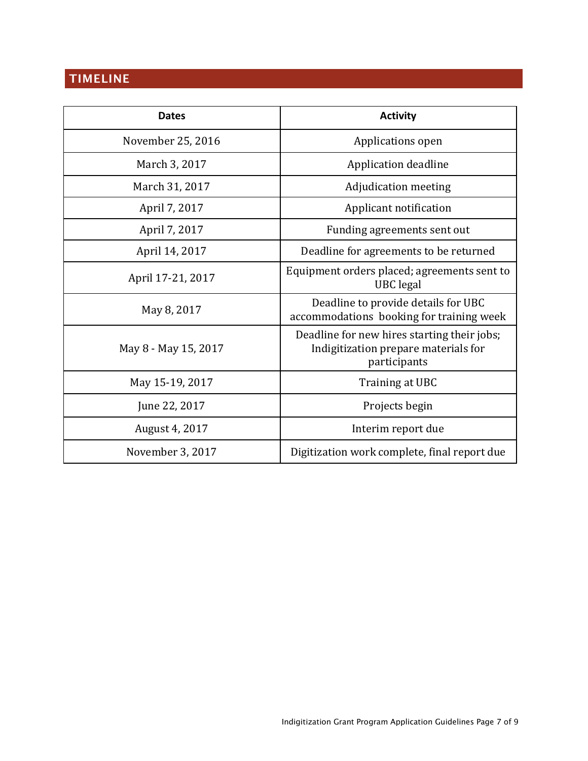## TIMELINE

| Dates | Activity |
| --- | --- |
| November 25, 2016 | Applications open |
| March 3, 2017 | Application deadline |
| March 31, 2017 | Adjudication meeting |
| April 7, 2017 | Applicant notification |
| April 7, 2017 | Funding agreements sent out |
| April 14, 2017 | Deadline for agreements to be returned |
| April 17-21, 2017 | Equipment orders placed; agreements sent to UBC legal |
| May 8, 2017 | Deadline to provide details for UBC accommodations booking for training week |
| May 8 - May 15, 2017 | Deadline for new hires starting their jobs; Indigitization prepare materials for participants |
| May 15-19, 2017 | Training at UBC |
| June 22, 2017 | Projects begin |
| August 4, 2017 | Interim report due |
| November 3, 2017 | Digitization work complete, final report due |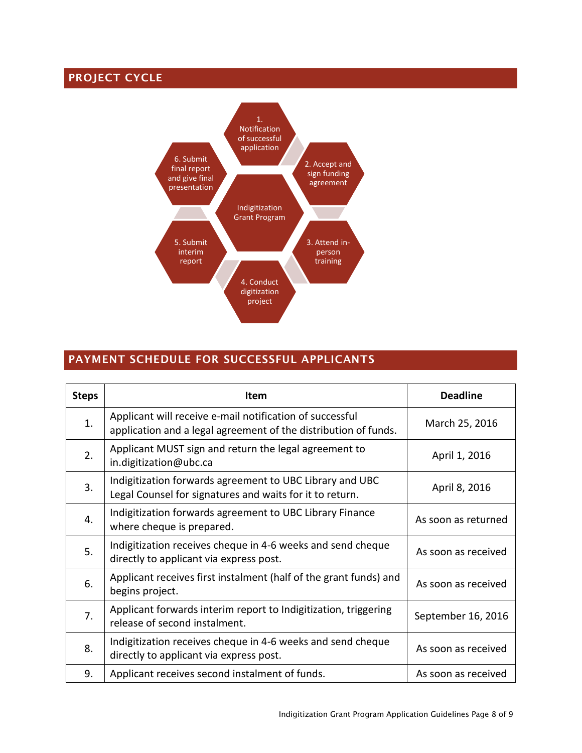## PROJECT CYCLE

Indigitization Grant Program

1. Notification of successful application
2. Accept and sign funding agreement
3. Attend in-person training
4. Conduct digitization project
5. Submit interim report
6. Submit final report and give final presentation

## PAYMENT SCHEDULE FOR SUCCESSFUL APPLICANTS

| Steps | Item | Deadline |
|---|---|---|
| 1. | Applicant will receive e-mail notification of successful application and a legal agreement of the distribution of funds. | March 25, 2016 |
| 2. | Applicant MUST sign and return the legal agreement to in.digitization@ubc.ca | April 1, 2016 |
| 3. | Indigitization forwards agreement to UBC Library and UBC Legal Counsel for signatures and waits for it to return. | April 8, 2016 |
| 4. | Indigitization forwards agreement to UBC Library Finance where cheque is prepared. | As soon as returned |
| 5. | Indigitization receives cheque in 4-6 weeks and send cheque directly to applicant via express post. | As soon as received |
| 6. | Applicant receives first instalment (half of the grant funds) and begins project. | As soon as received |
| 7. | Applicant forwards interim report to Indigitization, triggering release of second instalment. | September 16, 2016 |
| 8. | Indigitization receives cheque in 4-6 weeks and send cheque directly to applicant via express post. | As soon as received |
| 9. | Applicant receives second instalment of funds. | As soon as received |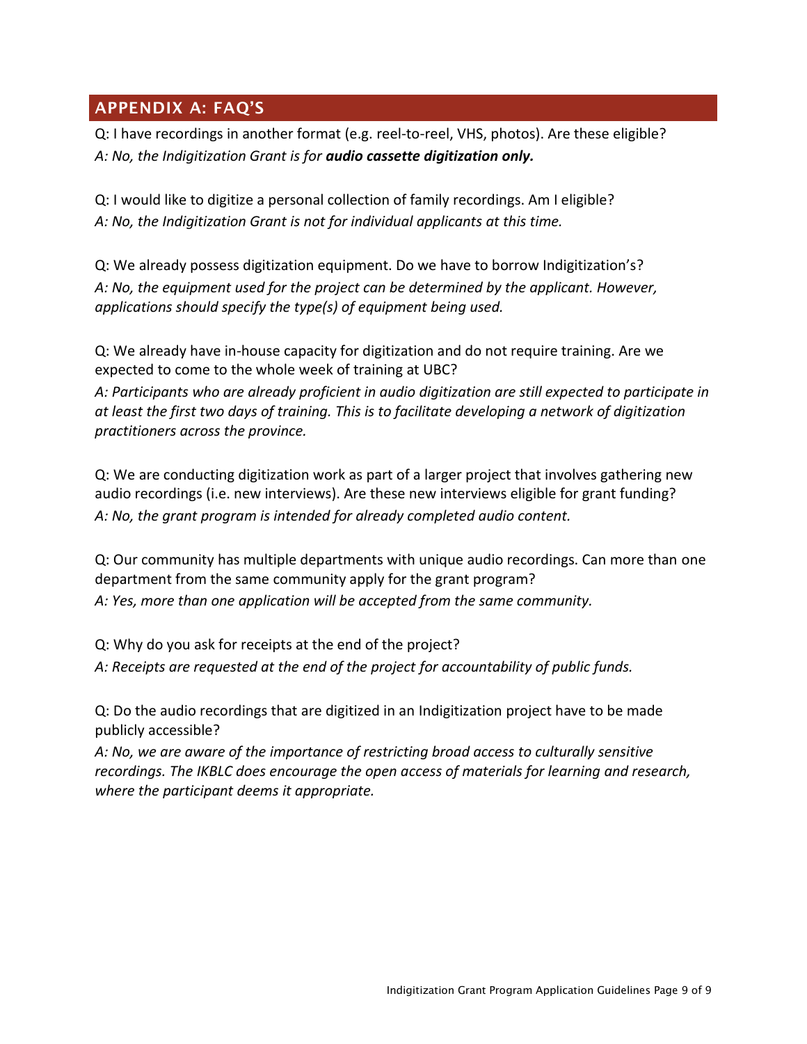## APPENDIX A: FAQ'S

Q: I have recordings in another format (e.g. reel-to-reel, VHS, photos). Are these eligible?
*A: No, the Indigitization Grant is for **audio cassette digitization only.***

Q: I would like to digitize a personal collection of family recordings. Am I eligible?
*A: No, the Indigitization Grant is not for individual applicants at this time.*

Q: We already possess digitization equipment. Do we have to borrow Indigitization's?
*A: No, the equipment used for the project can be determined by the applicant. However, applications should specify the type(s) of equipment being used.*

Q: We already have in-house capacity for digitization and do not require training. Are we expected to come to the whole week of training at UBC?
*A: Participants who are already proficient in audio digitization are still expected to participate in at least the first two days of training. This is to facilitate developing a network of digitization practitioners across the province.*

Q: We are conducting digitization work as part of a larger project that involves gathering new audio recordings (i.e. new interviews). Are these new interviews eligible for grant funding?
*A: No, the grant program is intended for already completed audio content.*

Q: Our community has multiple departments with unique audio recordings. Can more than one department from the same community apply for the grant program?
*A: Yes, more than one application will be accepted from the same community.*

Q: Why do you ask for receipts at the end of the project?
*A: Receipts are requested at the end of the project for accountability of public funds.*

Q: Do the audio recordings that are digitized in an Indigitization project have to be made publicly accessible?
*A: No, we are aware of the importance of restricting broad access to culturally sensitive recordings. The IKBLC does encourage the open access of materials for learning and research, where the participant deems it appropriate.*